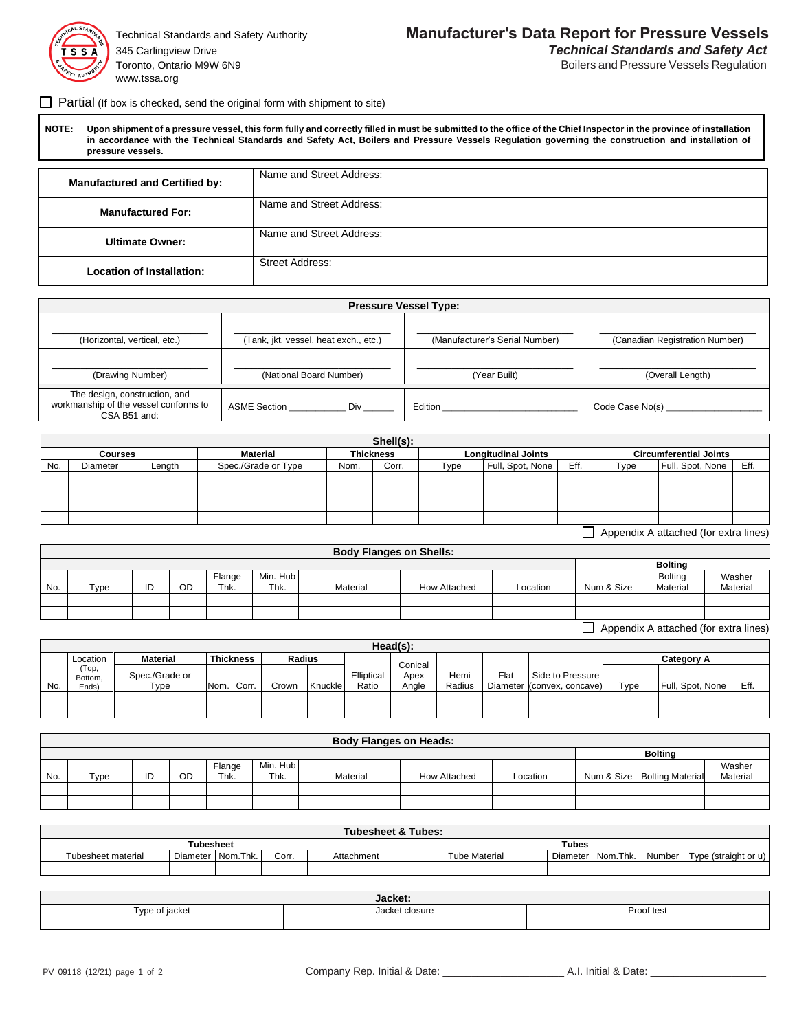Technical Standards and Safety Authority
345 Carlingview Drive
Toronto, Ontario M9W 6N9
www.tssa.org

# Manufacturer's Data Report for Pressure Vessels

***Technical Standards and Safety Act***

Boilers and Pressure Vessels Regulation

☐ Partial (If box is checked, send the original form with shipment to site)

**NOTE: Upon shipment of a pressure vessel, this form fully and correctly filled in must be submitted to the office of the Chief Inspector in the province of installation in accordance with the Technical Standards and Safety Act, Boilers and Pressure Vessels Regulation governing the construction and installation of pressure vessels.**

| | |
|---|---|
| **Manufactured and Certified by:** | Name and Street Address: |
| **Manufactured For:** | Name and Street Address: |
| **Ultimate Owner:** | Name and Street Address: |
| **Location of Installation:** | Street Address: |

| **Pressure Vessel Type:** | | | |
|---|---|---|---|
| (Horizontal, vertical, etc.) | (Tank, jkt. vessel, heat exch., etc.) | (Manufacturer's Serial Number) | (Canadian Registration Number) |
| (Drawing Number) | (National Board Number) | (Year Built) | (Overall Length) |
| The design, construction, and workmanship of the vessel conforms to CSA B51 and: | ASME Section ________ Div ______ | Edition ________________________ | Code Case No(s) ________________ |

| **Shell(s):** | | | | | | | | | | | | | |
|---|---|---|---|---|---|---|---|---|---|---|---|---|---|
| **Courses** | | | **Material** | **Thickness** | | **Longitudinal Joints** | | | **Circumferential Joints** | | |
| No. | Diameter | Length | Spec./Grade or Type | Nom. | Corr. | Type | Full, Spot, None | Eff. | Type | Full, Spot, None | Eff. |
| | | | | | | | | | | | |
| | | | | | | | | | | | |
| | | | | | | | | | | | |
| | | | | | | | | | | | |

☐ Appendix A attached (for extra lines)

| **Body Flanges on Shells:** | | | | | | | | | | | |
|---|---|---|---|---|---|---|---|---|---|---|---|
| | | | | | | | | | **Bolting** | | |
| No. | Type | ID | OD | Flange Thk. | Min. Hub Thk. | Material | How Attached | Location | Num & Size | Bolting Material | Washer Material |
| | | | | | | | | | | | |
| | | | | | | | | | | | |

☐ Appendix A attached (for extra lines)

| **Head(s):** | | | | | | | | | | | | | | | |
|---|---|---|---|---|---|---|---|---|---|---|---|---|---|---|---|
| | Location | **Material** | **Thickness** | | **Radius** | | | | | | | **Category A** | | |
| No. | (Top, Bottom, Ends) | Spec./Grade or Type | Nom. | Corr. | Crown | Knuckle | Elliptical Ratio | Conical Apex Angle | Hemi Radius | Flat Diameter | Side to Pressure (convex, concave) | Type | Full, Spot, None | Eff. |
| | | | | | | | | | | | | | | |
| | | | | | | | | | | | | | | |

| **Body Flanges on Heads:** | | | | | | | | | | | |
|---|---|---|---|---|---|---|---|---|---|---|---|
| | | | | | | | | | **Bolting** | | |
| No. | Type | ID | OD | Flange Thk. | Min. Hub Thk. | Material | How Attached | Location | Num & Size | Bolting Material | Washer Material |
| | | | | | | | | | | | |
| | | | | | | | | | | | |

| **Tubesheet & Tubes:** | | | | | | | | | |
|---|---|---|---|---|---|---|---|---|---|
| **Tubesheet** | | | | | **Tubes** | | | | |
| Tubesheet material | Diameter | Nom.Thk. | Corr. | Attachment | Tube Material | Diameter | Nom.Thk. | Number | Type (straight or u) |
| | | | | | | | | | |

| **Jacket:** | | |
|---|---|---|
| Type of jacket | Jacket closure | Proof test |
| | | |

PV 09118 (12/21)

Company Rep. Initial & Date: ____________________ A.I. Initial & Date: ____________________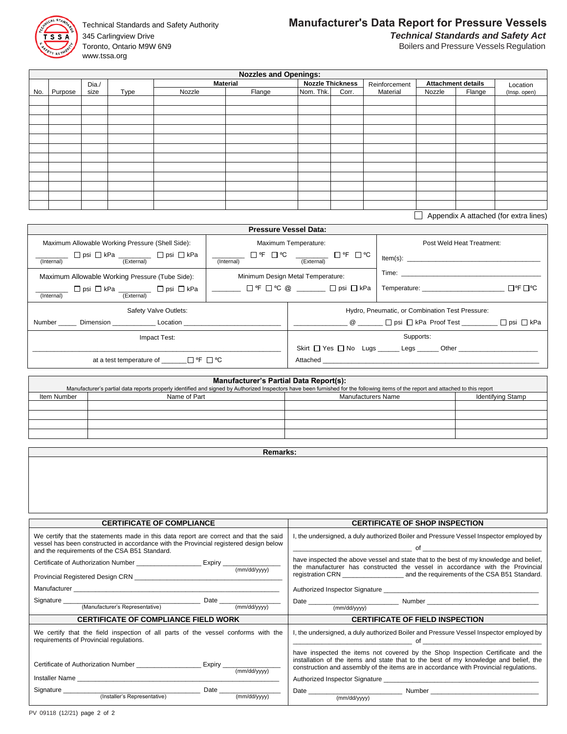Technical Standards and Safety Authority
345 Carlingview Drive
Toronto, Ontario M9W 6N9
www.tssa.org

# Manufacturer's Data Report for Pressure Vessels

***Technical Standards and Safety Act***
Boilers and Pressure Vessels Regulation

## Nozzles and Openings:

| No. | Purpose | Dia./ size | Type | Material | | Nozzle Thickness | | Reinforcement Material | Attachment details | | Location (Insp. open) |
|---|---|---|---|---|---|---|---|---|---|---|---|
| | | | | Nozzle | Flange | Nom. Thk. | Corr. | | Nozzle | Flange | |
| | | | | | | | | | | | |
| | | | | | | | | | | | |
| | | | | | | | | | | | |
| | | | | | | | | | | | |
| | | | | | | | | | | | |
| | | | | | | | | | | | |
| | | | | | | | | | | | |
| | | | | | | | | | | | |
| | | | | | | | | | | | |
| | | | | | | | | | | | |
| | | | | | | | | | | | |
| | | | | | | | | | | | |

☐ Appendix A attached (for extra lines)

## Pressure Vessel Data:

Maximum Allowable Working Pressure (Shell Side):
________ ☐ psi ☐ kPa (Internal) ________ ☐ psi ☐ kPa (External)

Maximum Temperature:
________ ☐ ºF ☐ ºC (Internal) ________ ☐ ºF ☐ ºC (External)

Post Weld Heat Treatment:
Item(s): ________________________________
Time: ________________________________
Temperature: ____________________ ☐ºF ☐ºC

Maximum Allowable Working Pressure (Tube Side):
________ ☐ psi ☐ kPa (Internal) ________ ☐ psi ☐ kPa (External)

Minimum Design Metal Temperature:
________ ☐ ºF ☐ ºC @ ________ ☐ psi ☐ kPa

Safety Valve Outlets:
Number _____ Dimension ___________ Location ________________________

Hydro, Pneumatic, or Combination Test Pressure:
______________ @ _______ ☐ psi ☐ kPa Proof Test _________ ☐ psi ☐ kPa

Impact Test:
________________________________________________________________
at a test temperature of _______ ☐ ºF ☐ ºC

Supports:
Skirt ☐ Yes ☐ No Lugs ______ Legs ______ Other ____________________
Attached ________________________________________________________

## Manufacturer's Partial Data Report(s):

Manufacturer's partial data reports properly identified and signed by Authorized Inspectors have been furnished for the following items of the report and attached to this report

| Item Number | Name of Part | Manufacturers Name | Identifying Stamp |
|---|---|---|---|
| | | | |
| | | | |
| | | | |
| | | | |

## Remarks:

## CERTIFICATE OF COMPLIANCE

We certify that the statements made in this data report are correct and that the said vessel has been constructed in accordance with the Provincial registered design below and the requirements of the CSA B51 Standard.

Certificate of Authorization Number ________________ Expiry ____________ (mm/dd/yyyy)

Provincial Registered Design CRN ________________________________

Manufacturer ________________________________________________

Signature ______________________________ (Manufacturer's Representative) Date ____________ (mm/dd/yyyy)

## CERTIFICATE OF SHOP INSPECTION

I, the undersigned, a duly authorized Boiler and Pressure Vessel Inspector employed by ______________________________ of ______________________________

have inspected the above vessel and state that to the best of my knowledge and belief, the manufacturer has constructed the vessel in accordance with the Provincial registration CRN ______________ and the requirements of the CSA B51 Standard.

Authorized Inspector Signature ________________________________________

Date ______________________ (mm/dd/yyyy) Number ______________________

## CERTIFICATE OF COMPLIANCE FIELD WORK

We certify that the field inspection of all parts of the vessel conforms with the requirements of Provincial regulations.

Certificate of Authorization Number ________________ Expiry ____________ (mm/dd/yyyy)

Installer Name ________________________________________________

Signature ______________________________ (Installer's Representative) Date ____________ (mm/dd/yyyy)

## CERTIFICATE OF FIELD INSPECTION

I, the undersigned, a duly authorized Boiler and Pressure Vessel Inspector employed by ______________________________ of ______________________________

have inspected the items not covered by the Shop Inspection Certificate and the installation of the items and state that to the best of my knowledge and belief, the construction and assembly of the items are in accordance with Provincial regulations.

Authorized Inspector Signature ________________________________________

Date ______________________ (mm/dd/yyyy) Number ______________________

PV 09118 (12/21)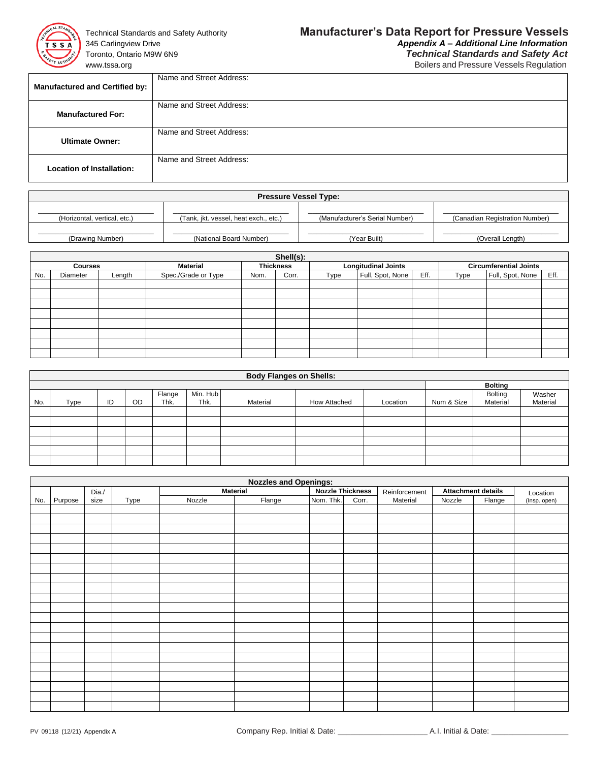Technical Standards and Safety Authority
345 Carlingview Drive
Toronto, Ontario M9W 6N9
www.tssa.org

# Manufacturer's Data Report for Pressure Vessels

***Appendix A – Additional Line Information***

***Technical Standards and Safety Act***

Boilers and Pressure Vessels Regulation

| | |
|---|---|
| **Manufactured and Certified by:** | Name and Street Address: |
| **Manufactured For:** | Name and Street Address: |
| **Ultimate Owner:** | Name and Street Address: |
| **Location of Installation:** | Name and Street Address: |

| **Pressure Vessel Type:** | | | |
|---|---|---|---|
| (Horizontal, vertical, etc.) | (Tank, jkt. vessel, heat exch., etc.) | (Manufacturer's Serial Number) | (Canadian Registration Number) |
| (Drawing Number) | (National Board Number) | (Year Built) | (Overall Length) |

| **Shell(s):** | | | | | | | | | | | | | |
|---|---|---|---|---|---|---|---|---|---|---|---|---|---|
| **Courses** | | | **Material** | **Thickness** | | **Longitudinal Joints** | | | **Circumferential Joints** | | | | |
| No. | Diameter | Length | Spec./Grade or Type | Nom. | Corr. | Type | Full, Spot, None | Eff. | Type | Full, Spot, None | Eff. | | |
| | | | | | | | | | | | | | |
| | | | | | | | | | | | | | |
| | | | | | | | | | | | | | |
| | | | | | | | | | | | | | |
| | | | | | | | | | | | | | |
| | | | | | | | | | | | | | |
| | | | | | | | | | | | | | |
| | | | | | | | | | | | | | |

| **Body Flanges on Shells:** | | | | | | | | | **Bolting** | | |
|---|---|---|---|---|---|---|---|---|---|---|---|
| No. | Type | ID | OD | Flange Thk. | Min. Hub Thk. | Material | How Attached | Location | Num & Size | Bolting Material | Washer Material |
| | | | | | | | | | | | |
| | | | | | | | | | | | |
| | | | | | | | | | | | |
| | | | | | | | | | | | |
| | | | | | | | | | | | |
| | | | | | | | | | | | |

| **Nozzles and Openings:** | | | | | | | | | | | |
|---|---|---|---|---|---|---|---|---|---|---|---|
| | | | | **Material** | | **Nozzle Thickness** | | | **Attachment details** | | |
| No. | Purpose | Dia./ size | Type | Nozzle | Flange | Nom. Thk. | Corr. | Reinforcement Material | Nozzle | Flange | Location (Insp. open) |
| | | | | | | | | | | | |
| | | | | | | | | | | | |
| | | | | | | | | | | | |
| | | | | | | | | | | | |
| | | | | | | | | | | | |
| | | | | | | | | | | | |
| | | | | | | | | | | | |
| | | | | | | | | | | | |
| | | | | | | | | | | | |
| | | | | | | | | | | | |
| | | | | | | | | | | | |
| | | | | | | | | | | | |
| | | | | | | | | | | | |
| | | | | | | | | | | | |
| | | | | | | | | | | | |
| | | | | | | | | | | | |
| | | | | | | | | | | | |
| | | | | | | | | | | | |
| | | | | | | | | | | | |
| | | | | | | | | | | | |
| | | | | | | | | | | | |

PV 09118 (12/21) Appendix A

Company Rep. Initial & Date: ____________________ A.I. Initial & Date: __________________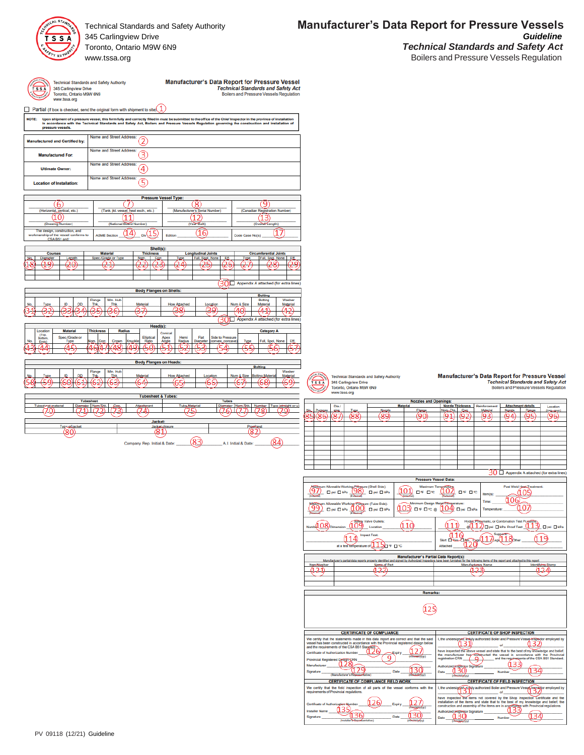Technical Standards and Safety Authority
345 Carlingview Drive
Toronto, Ontario M9W 6N9
www.tssa.org

# Manufacturer's Data Report for Pressure Vessels

***Guideline***

***Technical Standards and Safety Act***

Boilers and Pressure Vessels Regulation

---

Technical Standards and Safety Authority
345 Carlingview Drive
Toronto, Ontario M9W 6N9
www.tssa.org

## Manufacturer's Data Report for Pressure Vessel

*Technical Standards and Safety Act*
Boilers and Pressure Vessels Regulation

☐ Partial (if box is checked, send the original form with shipment to site) (1)

**NOTE: Upon shipment of a pressure vessel, this form fully and correctly filled in must be submitted to the office of the Chief Inspector in the province of installation in accordance with the Technical Standards and Safety Act, Boilers and Pressure Vessels Regulation governing the construction and installation of pressure vessels.**

| | |
|---|---|
| **Manufactured and Certified by:** | Name and Street Address: (2) |
| **Manufactured For:** | Name and Street Address: (3) |
| **Ultimate Owner:** | Name and Street Address: (4) |
| **Location of Installation:** | Name and Street Address: (5) |

**Pressure Vessel Type:**

| | | | | |
|---|---|---|---|---|
| (6) (Horizontal, vertical, etc.) | (7) (Tank, jkt. vessel, heat exch., etc.) | (8) (Manufacturer's Serial Number) | (9) (Canadian Registration Number) | |
| (10) (Drawing Number) | (11) (National Board Number) | (12) (Year Built) | (13) (Overall Length) | |
| The design, construction, and workmanship of the vessel conforms to CSA B51 and: | ASME Section (14) Div (15) | Edition (16) | Code Case No(s) (17) | |

**Shell(s):**

| Courses | | | Material | Thickness | | Longitudinal Joints | | | Circumferential Joints | | |
|---|---|---|---|---|---|---|---|---|---|---|---|
| No. | Diameter | Length | Spec/Grade or Type | Nom. | Corr. | Type | Full, Spot, None | Eff. | Type | Full, Spot, None | Eff. |
| (18) | (19) | (20) | (21) | (22) | (23) | (24) | (25) | (26) | (27) | (28) | (29) |
| | | | | | | | | | | | |
| | | | | | | | | | | | |

(30) ☐ Appendix A attached (for extra lines)

**Body Flanges on Shells:**

| No. | Type | ID | OD | Flange Thk. | Min. Hub Thk. | Material | How Attached | Location | Num & Size | Bolting Material | Washer Material |
|---|---|---|---|---|---|---|---|---|---|---|---|
| (31) | (32) | (33) | (34) | (35) | (36) | (37) | (38) | (39) | (40) | (41) | (42) |

(30) ☐ Appendix A attached (for extra lines)

**Head(s):**

| No. | Location (Top, Bottom, Ends) | Material Spec/Grade or Type | Thickness Nom. | Thickness Corr. | Radius Crown | Radius Knuckle | Elliptical Ratio | Conical Apex Angle | Hemi Radius | Flat Diameter | Side to Pressure (convex, concave) | Category A Type | Category A Full, Spot, None | Category A Eff. |
|---|---|---|---|---|---|---|---|---|---|---|---|---|---|---|
| (43) | (44) | (45) | (46) | (47) | (48) | (49) | (50) | (51) | (52) | (53) | (54) | (55) | (56) | (57) |

**Body Flanges on Heads:**

| No. | Type | ID | OD | Flange Thk. | Min. Hub Thk. | Material | How Attached | Location | Num & Size | Bolting Material | Washer Material |
|---|---|---|---|---|---|---|---|---|---|---|---|
| (58) | (59) | (60) | (61) | (62) | (63) | (64) | (65) | (66) | (67) | (68) | (69) |

**Tubesheet & Tubes:**

| Tubesheet material | Diameter | Nom. Thk. | Corr. | Attachment | Tube Material | Diameter | Nom. Thk. | Number | Type (straight or u) |
|---|---|---|---|---|---|---|---|---|---|
| (70) | (71) | (72) | (73) | (74) | (75) | (76) | (77) | (78) | (79) |

**Jacket:**

| Type of jacket | Jacket closure | Proof test |
|---|---|---|
| (80) | (81) | (82) |

Company Rep. Initial & Date: (83) A.I. Initial & Date: (84)

---

Technical Standards and Safety Authority
345 Carlingview Drive
Toronto, Ontario M9W 6N9
www.tssa.org

## Manufacturer's Data Report for Pressure Vessel

*Technical Standards and Safety Act*
Boilers and Pressure Vessels Regulation

**Nozzles and Openings:**

| No. | Purpose | Dia./size | Type | Material Nozzle | Material Flange | Nozzle Thickness Nom. Thk. | Nozzle Thickness Corr. | Reinforcement Material | Attachment details Nozzle | Attachment details Flange | Location (insp. open) |
|---|---|---|---|---|---|---|---|---|---|---|---|
| (85) | (86) | (87) | (88) | (89) | (90) | (91) | (92) | (93) | (94) | (95) | (96) |

(30) ☐ Appendix A attached (for extra lines)

**Pressure Vessel Data:**

Maximum Allowable Working Pressure (Shell Side): (97) (Internal) ☐ psi ☐ kPa (98) (External) ☐ psi ☐ kPa

Maximum Temperature: (101) (Internal) ☐ °F ☐ °C (102) (External) ☐ °F ☐ °C

Post Weld Heat Treatment: Item(s): (105) Time: (106) Temperature: (107)

Maximum Allowable Working Pressure (Tube Side): (99) (Internal) ☐ psi ☐ kPa (100) (External) ☐ psi ☐ kPa

Minimum Design Metal Temperature: (103) ☐ °F ☐ °C @ (104) ☐ psi ☐ kPa

Safety Valve Outlets: Number (108) Dimension (109) Location (110)

Hydro, Pneumatic, or Combination Test Pressure: (111) @ (112) ☐ psi ☐ kPa Proof Test (113) ☐ psi ☐ kPa

Impact Test: (114) at a test temperature of (115) ☐ °F ☐ °C

Supports: Skirt ☐ Yes ☐ No Lugs (117) Legs (118) Other (119) Attached (120) (116)

**Manufacturer's Partial Data Report(s):**

Manufacturer's partial data reports properly identified and signed by Authorized Inspectors have been furnished for the following items of the report and attached to this report

| Item Number | Name of Part | Manufacturers Name | Identifying Stamp |
|---|---|---|---|
| (121) | (122) | (123) | (124) |
| | | | |
| | | | |

**Remarks:**

(125)

| CERTIFICATE OF COMPLIANCE | CERTIFICATE OF SHOP INSPECTION |
|---|---|
| We certify that the statements made in this data report are correct and that the said vessel has been constructed in accordance with the Provincial registered design below and the requirements of the CSA B51 Standard. | I, the undersigned, a duly authorized Boiler and Pressure Vessel Inspector employed by (131) of (132) |
| Certificate of Authorization Number (126) Expiry (127) (mm/dd/yyyy) | have inspected the above vessel and state that to the best of my knowledge and belief, the manufacturer has constructed the vessel in accordance with the Provincial registration CRN (9) and the requirements of the CSA B51 Standard. |
| Provincial Registered Design CRN (9) | Authorized Inspector Signature (133) |
| Manufacturer (128) | Date (130) (mm/dd/yyyy) Number (134) |
| Signature (129) (Manufacturer's Representative) Date (130) (mm/dd/yyyy) | |

| CERTIFICATE OF COMPLIANCE FIELD WORK | CERTIFICATE OF FIELD INSPECTION |
|---|---|
| We certify that the field inspection of all parts of the vessel conforms with the requirements of Provincial regulations. | I, the undersigned, a duly authorized Boiler and Pressure Vessel Inspector employed by (131) of (132) |
| Certificate of Authorization Number (126) Expiry (127) (mm/dd/yyyy) | have inspected the items not covered by the Shop Inspection Certificate and the installation of the items and state that to the best of my knowledge and belief the construction and assembly of the items are in accordance with Provincial regulations. |
| Installer Name (135) | Authorized Inspector Signature (133) |
| Signature (136) (Installer's Representative) Date (130) (mm/dd/yyyy) | Date (130) (mm/dd/yyyy) Number (134) |

PV 09118 (12/21) Guideline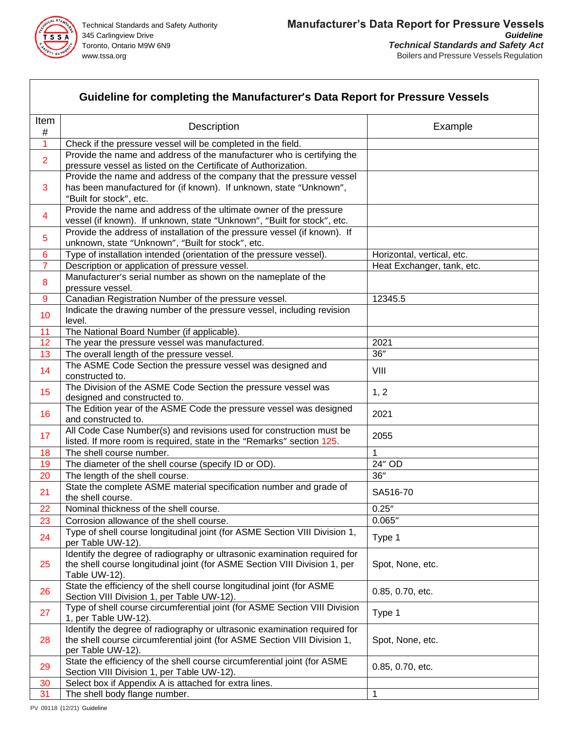## Guideline for completing the Manufacturer's Data Report for Pressure Vessels

| Item # | Description | Example |
|---|---|---|
| 1 | Check if the pressure vessel will be completed in the field. | |
| 2 | Provide the name and address of the manufacturer who is certifying the pressure vessel as listed on the Certificate of Authorization. | |
| 3 | Provide the name and address of the company that the pressure vessel has been manufactured for (if known). If unknown, state "Unknown", "Built for stock", etc. | |
| 4 | Provide the name and address of the ultimate owner of the pressure vessel (if known). If unknown, state "Unknown", "Built for stock", etc. | |
| 5 | Provide the address of installation of the pressure vessel (if known). If unknown, state "Unknown", "Built for stock", etc. | |
| 6 | Type of installation intended (orientation of the pressure vessel). | Horizontal, vertical, etc. |
| 7 | Description or application of pressure vessel. | Heat Exchanger, tank, etc. |
| 8 | Manufacturer's serial number as shown on the nameplate of the pressure vessel. | |
| 9 | Canadian Registration Number of the pressure vessel. | 12345.5 |
| 10 | Indicate the drawing number of the pressure vessel, including revision level. | |
| 11 | The National Board Number (if applicable). | |
| 12 | The year the pressure vessel was manufactured. | 2021 |
| 13 | The overall length of the pressure vessel. | 36″ |
| 14 | The ASME Code Section the pressure vessel was designed and constructed to. | VIII |
| 15 | The Division of the ASME Code Section the pressure vessel was designed and constructed to. | 1, 2 |
| 16 | The Edition year of the ASME Code the pressure vessel was designed and constructed to. | 2021 |
| 17 | All Code Case Number(s) and revisions used for construction must be listed. If more room is required, state in the "Remarks" section 125. | 2055 |
| 18 | The shell course number. | 1 |
| 19 | The diameter of the shell course (specify ID or OD). | 24″ OD |
| 20 | The length of the shell course. | 36″ |
| 21 | State the complete ASME material specification number and grade of the shell course. | SA516-70 |
| 22 | Nominal thickness of the shell course. | 0.25″ |
| 23 | Corrosion allowance of the shell course. | 0.065″ |
| 24 | Type of shell course longitudinal joint (for ASME Section VIII Division 1, per Table UW-12). | Type 1 |
| 25 | Identify the degree of radiography or ultrasonic examination required for the shell course longitudinal joint (for ASME Section VIII Division 1, per Table UW-12). | Spot, None, etc. |
| 26 | State the efficiency of the shell course longitudinal joint (for ASME Section VIII Division 1, per Table UW-12). | 0.85, 0.70, etc. |
| 27 | Type of shell course circumferential joint (for ASME Section VIII Division 1, per Table UW-12). | Type 1 |
| 28 | Identify the degree of radiography or ultrasonic examination required for the shell course circumferential joint (for ASME Section VIII Division 1, per Table UW-12). | Spot, None, etc. |
| 29 | State the efficiency of the shell course circumferential joint (for ASME Section VIII Division 1, per Table UW-12). | 0.85, 0.70, etc. |
| 30 | Select box if Appendix A is attached for extra lines. | |
| 31 | The shell body flange number. | 1 |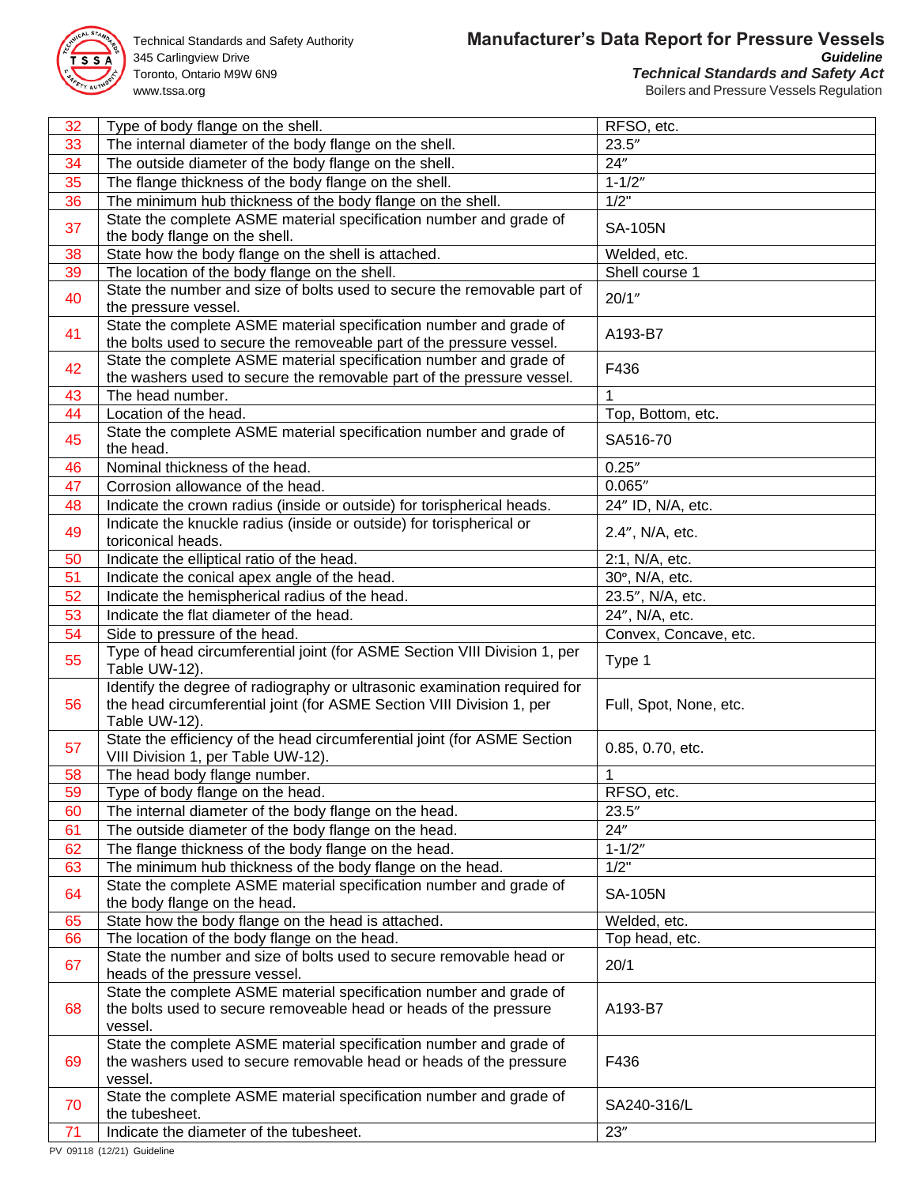| | | |
|---|---|---|
| 32 | Type of body flange on the shell. | RFSO, etc. |
| 33 | The internal diameter of the body flange on the shell. | 23.5″ |
| 34 | The outside diameter of the body flange on the shell. | 24″ |
| 35 | The flange thickness of the body flange on the shell. | 1-1/2″ |
| 36 | The minimum hub thickness of the body flange on the shell. | 1/2" |
| 37 | State the complete ASME material specification number and grade of the body flange on the shell. | SA-105N |
| 38 | State how the body flange on the shell is attached. | Welded, etc. |
| 39 | The location of the body flange on the shell. | Shell course 1 |
| 40 | State the number and size of bolts used to secure the removable part of the pressure vessel. | 20/1″ |
| 41 | State the complete ASME material specification number and grade of the bolts used to secure the removeable part of the pressure vessel. | A193-B7 |
| 42 | State the complete ASME material specification number and grade of the washers used to secure the removable part of the pressure vessel. | F436 |
| 43 | The head number. | 1 |
| 44 | Location of the head. | Top, Bottom, etc. |
| 45 | State the complete ASME material specification number and grade of the head. | SA516-70 |
| 46 | Nominal thickness of the head. | 0.25″ |
| 47 | Corrosion allowance of the head. | 0.065″ |
| 48 | Indicate the crown radius (inside or outside) for torispherical heads. | 24″ ID, N/A, etc. |
| 49 | Indicate the knuckle radius (inside or outside) for torispherical or toriconical heads. | 2.4″, N/A, etc. |
| 50 | Indicate the elliptical ratio of the head. | 2:1, N/A, etc. |
| 51 | Indicate the conical apex angle of the head. | 30°, N/A, etc. |
| 52 | Indicate the hemispherical radius of the head. | 23.5″, N/A, etc. |
| 53 | Indicate the flat diameter of the head. | 24″, N/A, etc. |
| 54 | Side to pressure of the head. | Convex, Concave, etc. |
| 55 | Type of head circumferential joint (for ASME Section VIII Division 1, per Table UW-12). | Type 1 |
| 56 | Identify the degree of radiography or ultrasonic examination required for the head circumferential joint (for ASME Section VIII Division 1, per Table UW-12). | Full, Spot, None, etc. |
| 57 | State the efficiency of the head circumferential joint (for ASME Section VIII Division 1, per Table UW-12). | 0.85, 0.70, etc. |
| 58 | The head body flange number. | 1 |
| 59 | Type of body flange on the head. | RFSO, etc. |
| 60 | The internal diameter of the body flange on the head. | 23.5″ |
| 61 | The outside diameter of the body flange on the head. | 24″ |
| 62 | The flange thickness of the body flange on the head. | 1-1/2″ |
| 63 | The minimum hub thickness of the body flange on the head. | 1/2" |
| 64 | State the complete ASME material specification number and grade of the body flange on the head. | SA-105N |
| 65 | State how the body flange on the head is attached. | Welded, etc. |
| 66 | The location of the body flange on the head. | Top head, etc. |
| 67 | State the number and size of bolts used to secure removable head or heads of the pressure vessel. | 20/1 |
| 68 | State the complete ASME material specification number and grade of the bolts used to secure removeable head or heads of the pressure vessel. | A193-B7 |
| 69 | State the complete ASME material specification number and grade of the washers used to secure removable head or heads of the pressure vessel. | F436 |
| 70 | State the complete ASME material specification number and grade of the tubesheet. | SA240-316/L |
| 71 | Indicate the diameter of the tubesheet. | 23″ |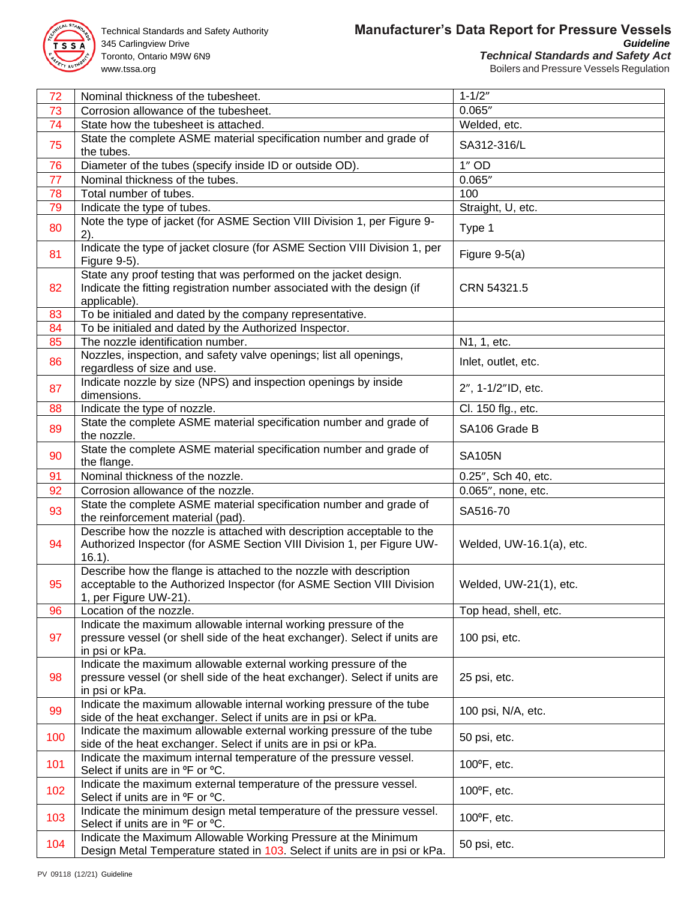| | | |
|---|---|---|
| 72 | Nominal thickness of the tubesheet. | 1-1/2″ |
| 73 | Corrosion allowance of the tubesheet. | 0.065″ |
| 74 | State how the tubesheet is attached. | Welded, etc. |
| 75 | State the complete ASME material specification number and grade of the tubes. | SA312-316/L |
| 76 | Diameter of the tubes (specify inside ID or outside OD). | 1″ OD |
| 77 | Nominal thickness of the tubes. | 0.065″ |
| 78 | Total number of tubes. | 100 |
| 79 | Indicate the type of tubes. | Straight, U, etc. |
| 80 | Note the type of jacket (for ASME Section VIII Division 1, per Figure 9-2). | Type 1 |
| 81 | Indicate the type of jacket closure (for ASME Section VIII Division 1, per Figure 9-5). | Figure 9-5(a) |
| 82 | State any proof testing that was performed on the jacket design. Indicate the fitting registration number associated with the design (if applicable). | CRN 54321.5 |
| 83 | To be initialed and dated by the company representative. | |
| 84 | To be initialed and dated by the Authorized Inspector. | |
| 85 | The nozzle identification number. | N1, 1, etc. |
| 86 | Nozzles, inspection, and safety valve openings; list all openings, regardless of size and use. | Inlet, outlet, etc. |
| 87 | Indicate nozzle by size (NPS) and inspection openings by inside dimensions. | 2″, 1-1/2″ID, etc. |
| 88 | Indicate the type of nozzle. | Cl. 150 flg., etc. |
| 89 | State the complete ASME material specification number and grade of the nozzle. | SA106 Grade B |
| 90 | State the complete ASME material specification number and grade of the flange. | SA105N |
| 91 | Nominal thickness of the nozzle. | 0.25″, Sch 40, etc. |
| 92 | Corrosion allowance of the nozzle. | 0.065″, none, etc. |
| 93 | State the complete ASME material specification number and grade of the reinforcement material (pad). | SA516-70 |
| 94 | Describe how the nozzle is attached with description acceptable to the Authorized Inspector (for ASME Section VIII Division 1, per Figure UW-16.1). | Welded, UW-16.1(a), etc. |
| 95 | Describe how the flange is attached to the nozzle with description acceptable to the Authorized Inspector (for ASME Section VIII Division 1, per Figure UW-21). | Welded, UW-21(1), etc. |
| 96 | Location of the nozzle. | Top head, shell, etc. |
| 97 | Indicate the maximum allowable internal working pressure of the pressure vessel (or shell side of the heat exchanger). Select if units are in psi or kPa. | 100 psi, etc. |
| 98 | Indicate the maximum allowable external working pressure of the pressure vessel (or shell side of the heat exchanger). Select if units are in psi or kPa. | 25 psi, etc. |
| 99 | Indicate the maximum allowable internal working pressure of the tube side of the heat exchanger. Select if units are in psi or kPa. | 100 psi, N/A, etc. |
| 100 | Indicate the maximum allowable external working pressure of the tube side of the heat exchanger. Select if units are in psi or kPa. | 50 psi, etc. |
| 101 | Indicate the maximum internal temperature of the pressure vessel. Select if units are in ºF or ºC. | 100ºF, etc. |
| 102 | Indicate the maximum external temperature of the pressure vessel. Select if units are in ºF or ºC. | 100ºF, etc. |
| 103 | Indicate the minimum design metal temperature of the pressure vessel. Select if units are in ºF or ºC. | 100ºF, etc. |
| 104 | Indicate the Maximum Allowable Working Pressure at the Minimum Design Metal Temperature stated in 103. Select if units are in psi or kPa. | 50 psi, etc. |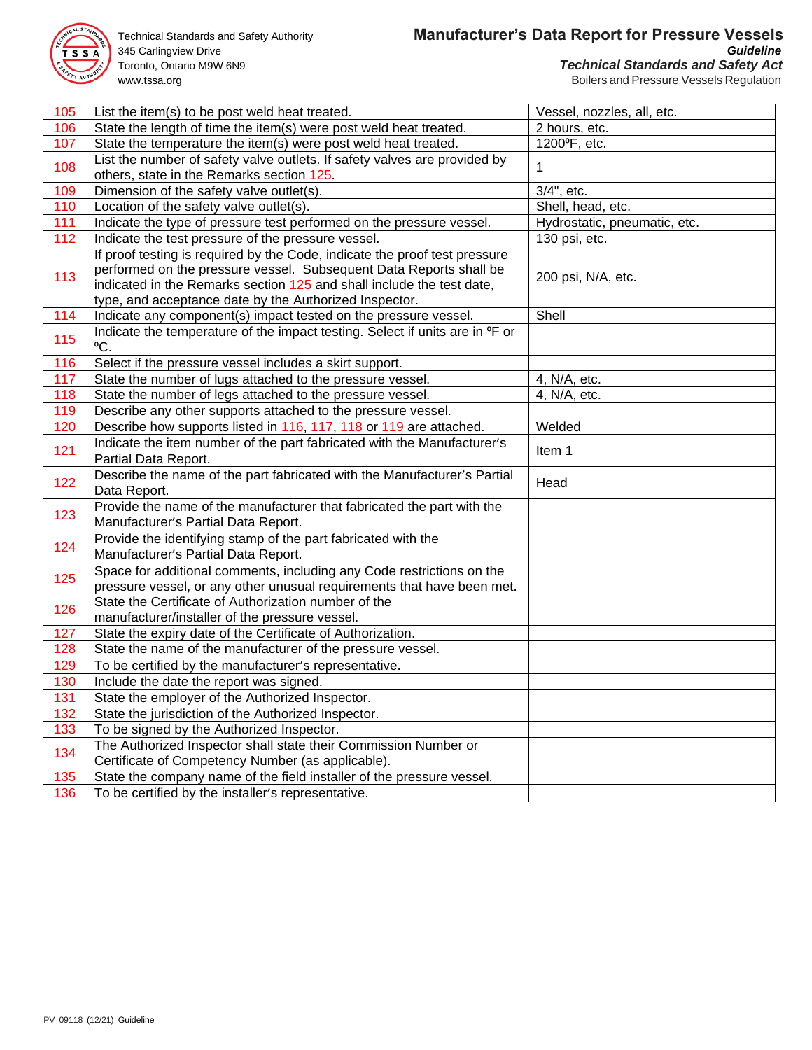| | | |
|---|---|---|
| 105 | List the item(s) to be post weld heat treated. | Vessel, nozzles, all, etc. |
| 106 | State the length of time the item(s) were post weld heat treated. | 2 hours, etc. |
| 107 | State the temperature the item(s) were post weld heat treated. | 1200ºF, etc. |
| 108 | List the number of safety valve outlets. If safety valves are provided by others, state in the Remarks section 125. | 1 |
| 109 | Dimension of the safety valve outlet(s). | 3/4", etc. |
| 110 | Location of the safety valve outlet(s). | Shell, head, etc. |
| 111 | Indicate the type of pressure test performed on the pressure vessel. | Hydrostatic, pneumatic, etc. |
| 112 | Indicate the test pressure of the pressure vessel. | 130 psi, etc. |
| 113 | If proof testing is required by the Code, indicate the proof test pressure performed on the pressure vessel. Subsequent Data Reports shall be indicated in the Remarks section 125 and shall include the test date, type, and acceptance date by the Authorized Inspector. | 200 psi, N/A, etc. |
| 114 | Indicate any component(s) impact tested on the pressure vessel. | Shell |
| 115 | Indicate the temperature of the impact testing. Select if units are in ºF or ºC. | |
| 116 | Select if the pressure vessel includes a skirt support. | |
| 117 | State the number of lugs attached to the pressure vessel. | 4, N/A, etc. |
| 118 | State the number of legs attached to the pressure vessel. | 4, N/A, etc. |
| 119 | Describe any other supports attached to the pressure vessel. | |
| 120 | Describe how supports listed in 116, 117, 118 or 119 are attached. | Welded |
| 121 | Indicate the item number of the part fabricated with the Manufacturer's Partial Data Report. | Item 1 |
| 122 | Describe the name of the part fabricated with the Manufacturer's Partial Data Report. | Head |
| 123 | Provide the name of the manufacturer that fabricated the part with the Manufacturer's Partial Data Report. | |
| 124 | Provide the identifying stamp of the part fabricated with the Manufacturer's Partial Data Report. | |
| 125 | Space for additional comments, including any Code restrictions on the pressure vessel, or any other unusual requirements that have been met. | |
| 126 | State the Certificate of Authorization number of the manufacturer/installer of the pressure vessel. | |
| 127 | State the expiry date of the Certificate of Authorization. | |
| 128 | State the name of the manufacturer of the pressure vessel. | |
| 129 | To be certified by the manufacturer's representative. | |
| 130 | Include the date the report was signed. | |
| 131 | State the employer of the Authorized Inspector. | |
| 132 | State the jurisdiction of the Authorized Inspector. | |
| 133 | To be signed by the Authorized Inspector. | |
| 134 | The Authorized Inspector shall state their Commission Number or Certificate of Competency Number (as applicable). | |
| 135 | State the company name of the field installer of the pressure vessel. | |
| 136 | To be certified by the installer's representative. | |